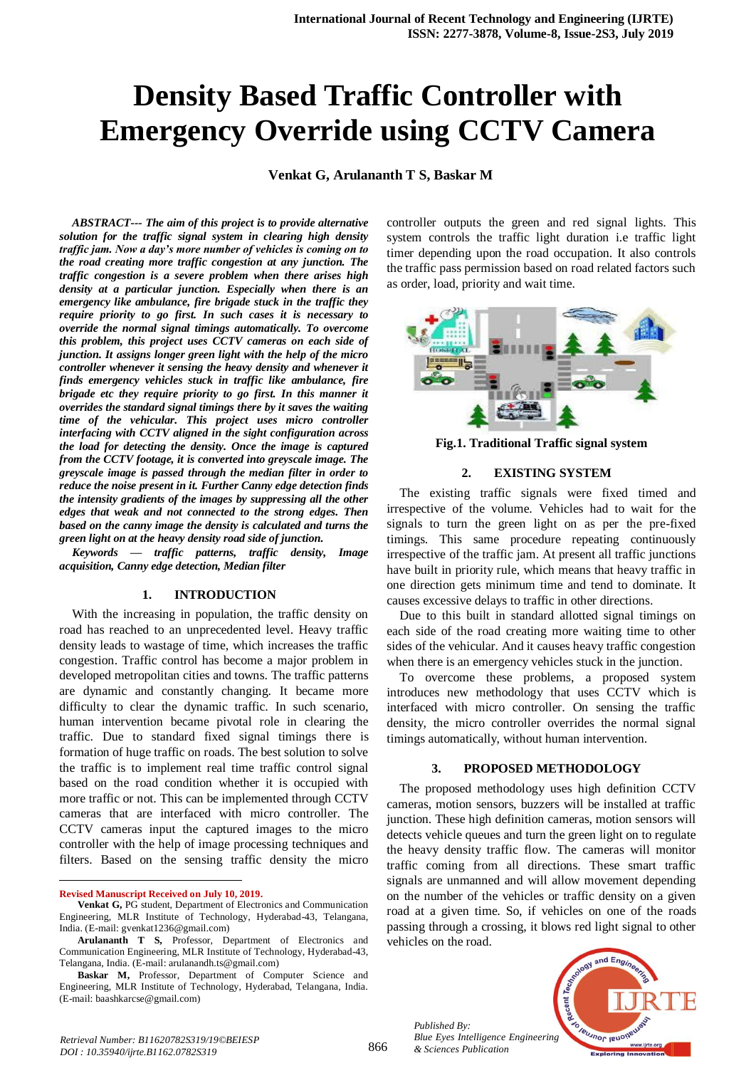# Density Based Traffic Controller with Emergency Override using CCTV Camera

**Venkat G, Arulananth T S, Baskar M**

***ABSTRACT--- The aim of this project is to provide alternative solution for the traffic signal system in clearing high density traffic jam. Now a day's more number of vehicles is coming on to the road creating more traffic congestion at any junction. The traffic congestion is a severe problem when there arises high density at a particular junction. Especially when there is an emergency like ambulance, fire brigade stuck in the traffic they require priority to go first. In such cases it is necessary to override the normal signal timings automatically. To overcome this problem, this project uses CCTV cameras on each side of junction. It assigns longer green light with the help of the micro controller whenever it sensing the heavy density and whenever it finds emergency vehicles stuck in traffic like ambulance, fire brigade etc they require priority to go first. In this manner it overrides the standard signal timings there by it saves the waiting time of the vehicular. This project uses micro controller interfacing with CCTV aligned in the sight configuration across the load for detecting the density. Once the image is captured from the CCTV footage, it is converted into greyscale image. The greyscale image is passed through the median filter in order to reduce the noise present in it. Further Canny edge detection finds the intensity gradients of the images by suppressing all the other edges that weak and not connected to the strong edges. Then based on the canny image the density is calculated and turns the green light on at the heavy density road side of junction.***

***Keywords — traffic patterns, traffic density, Image acquisition, Canny edge detection, Median filter***

## 1. INTRODUCTION

With the increasing in population, the traffic density on road has reached to an unprecedented level. Heavy traffic density leads to wastage of time, which increases the traffic congestion. Traffic control has become a major problem in developed metropolitan cities and towns. The traffic patterns are dynamic and constantly changing. It became more difficulty to clear the dynamic traffic. In such scenario, human intervention became pivotal role in clearing the traffic. Due to standard fixed signal timings there is formation of huge traffic on roads. The best solution to solve the traffic is to implement real time traffic control signal based on the road condition whether it is occupied with more traffic or not. This can be implemented through CCTV cameras that are interfaced with micro controller. The CCTV cameras input the captured images to the micro controller with the help of image processing techniques and filters. Based on the sensing traffic density the micro controller outputs the green and red signal lights. This system controls the traffic light duration i.e traffic light timer depending upon the road occupation. It also controls the traffic pass permission based on road related factors such as order, load, priority and wait time.

**Fig.1. Traditional Traffic signal system**

## 2. EXISTING SYSTEM

The existing traffic signals were fixed timed and irrespective of the volume. Vehicles had to wait for the signals to turn the green light on as per the pre-fixed timings. This same procedure repeating continuously irrespective of the traffic jam. At present all traffic junctions have built in priority rule, which means that heavy traffic in one direction gets minimum time and tend to dominate. It causes excessive delays to traffic in other directions.

Due to this built in standard allotted signal timings on each side of the road creating more waiting time to other sides of the vehicular. And it causes heavy traffic congestion when there is an emergency vehicles stuck in the junction.

To overcome these problems, a proposed system introduces new methodology that uses CCTV which is interfaced with micro controller. On sensing the traffic density, the micro controller overrides the normal signal timings automatically, without human intervention.

## 3. PROPOSED METHODOLOGY

The proposed methodology uses high definition CCTV cameras, motion sensors, buzzers will be installed at traffic junction. These high definition cameras, motion sensors will detects vehicle queues and turn the green light on to regulate the heavy density traffic flow. The cameras will monitor traffic coming from all directions. These smart traffic signals are unmanned and will allow movement depending on the number of the vehicles or traffic density on a given road at a given time. So, if vehicles on one of the roads passing through a crossing, it blows red light signal to other vehicles on the road.

---

**Revised Manuscript Received on July 10, 2019.**

**Venkat G,** PG student, Department of Electronics and Communication Engineering, MLR Institute of Technology, Hyderabad-43, Telangana, India. (E-mail: gvenkat1236@gmail.com)

**Arulananth T S,** Professor, Department of Electronics and Communication Engineering, MLR Institute of Technology, Hyderabad-43, Telangana, India. (E-mail: arulanandh.ts@gmail.com)

**Baskar M,** Professor, Department of Computer Science and Engineering, MLR Institute of Technology, Hyderabad, Telangana, India. (E-mail: baashkarcse@gmail.com)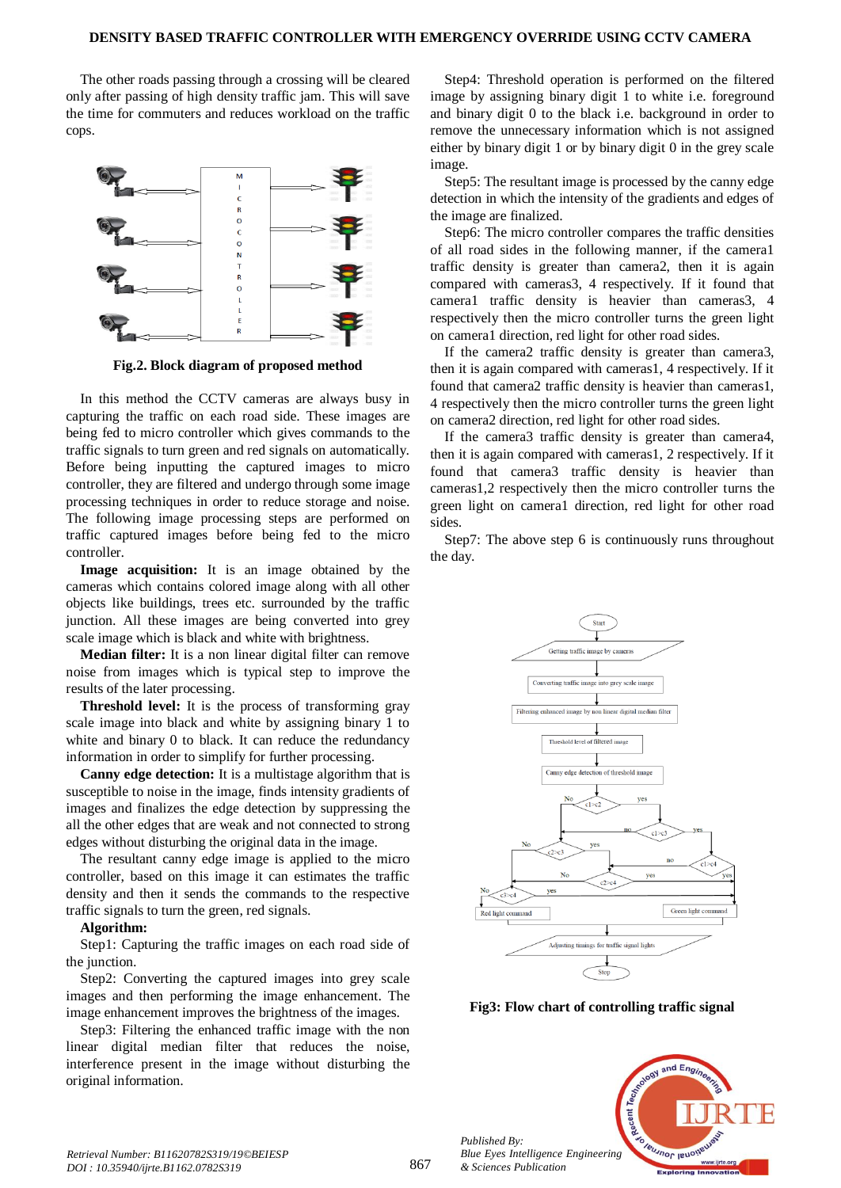The other roads passing through a crossing will be cleared only after passing of high density traffic jam. This will save the time for commuters and reduces workload on the traffic cops.

**Fig.2. Block diagram of proposed method**

In this method the CCTV cameras are always busy in capturing the traffic on each road side. These images are being fed to micro controller which gives commands to the traffic signals to turn green and red signals on automatically. Before being inputting the captured images to micro controller, they are filtered and undergo through some image processing techniques in order to reduce storage and noise. The following image processing steps are performed on traffic captured images before being fed to the micro controller.

**Image acquisition:** It is an image obtained by the cameras which contains colored image along with all other objects like buildings, trees etc. surrounded by the traffic junction. All these images are being converted into grey scale image which is black and white with brightness.

**Median filter:** It is a non linear digital filter can remove noise from images which is typical step to improve the results of the later processing.

**Threshold level:** It is the process of transforming gray scale image into black and white by assigning binary 1 to white and binary 0 to black. It can reduce the redundancy information in order to simplify for further processing.

**Canny edge detection:** It is a multistage algorithm that is susceptible to noise in the image, finds intensity gradients of images and finalizes the edge detection by suppressing the all the other edges that are weak and not connected to strong edges without disturbing the original data in the image.

The resultant canny edge image is applied to the micro controller, based on this image it can estimates the traffic density and then it sends the commands to the respective traffic signals to turn the green, red signals.

**Algorithm:**

Step1: Capturing the traffic images on each road side of the junction.

Step2: Converting the captured images into grey scale images and then performing the image enhancement. The image enhancement improves the brightness of the images.

Step3: Filtering the enhanced traffic image with the non linear digital median filter that reduces the noise, interference present in the image without disturbing the original information.

Step4: Threshold operation is performed on the filtered image by assigning binary digit 1 to white i.e. foreground and binary digit 0 to the black i.e. background in order to remove the unnecessary information which is not assigned either by binary digit 1 or by binary digit 0 in the grey scale image.

Step5: The resultant image is processed by the canny edge detection in which the intensity of the gradients and edges of the image are finalized.

Step6: The micro controller compares the traffic densities of all road sides in the following manner, if the camera1 traffic density is greater than camera2, then it is again compared with cameras3, 4 respectively. If it found that camera1 traffic density is heavier than cameras3, 4 respectively then the micro controller turns the green light on camera1 direction, red light for other road sides.

If the camera2 traffic density is greater than camera3, then it is again compared with cameras1, 4 respectively. If it found that camera2 traffic density is heavier than cameras1, 4 respectively then the micro controller turns the green light on camera2 direction, red light for other road sides.

If the camera3 traffic density is greater than camera4, then it is again compared with cameras1, 2 respectively. If it found that camera3 traffic density is heavier than cameras1,2 respectively then the micro controller turns the green light on camera1 direction, red light for other road sides.

Step7: The above step 6 is continuously runs throughout the day.

**Fig3: Flow chart of controlling traffic signal**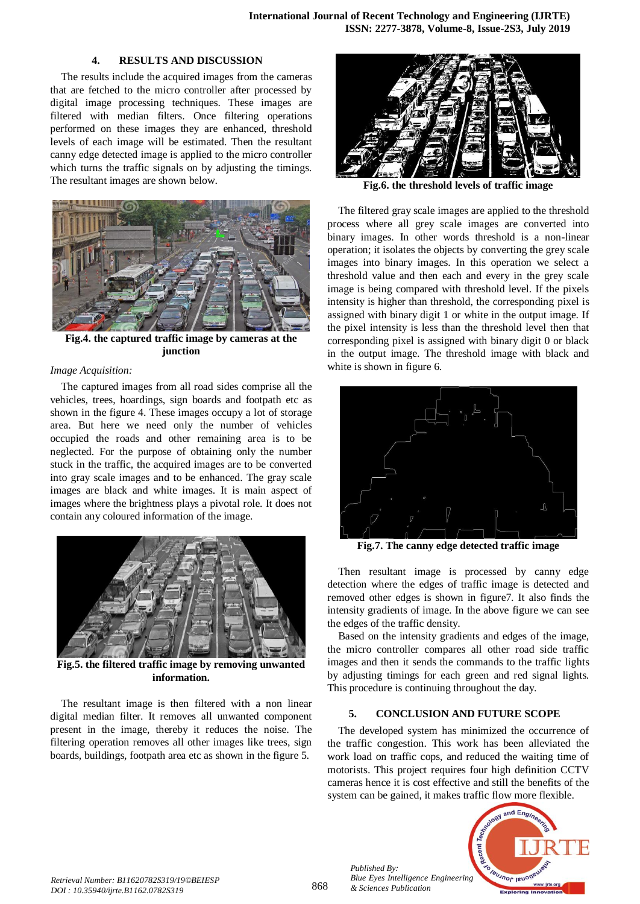## 4. RESULTS AND DISCUSSION

The results include the acquired images from the cameras that are fetched to the micro controller after processed by digital image processing techniques. These images are filtered with median filters. Once filtering operations performed on these images they are enhanced, threshold levels of each image will be estimated. Then the resultant canny edge detected image is applied to the micro controller which turns the traffic signals on by adjusting the timings. The resultant images are shown below.

**Fig.4. the captured traffic image by cameras at the junction**

*Image Acquisition:*

The captured images from all road sides comprise all the vehicles, trees, hoardings, sign boards and footpath etc as shown in the figure 4. These images occupy a lot of storage area. But here we need only the number of vehicles occupied the roads and other remaining area is to be neglected. For the purpose of obtaining only the number stuck in the traffic, the acquired images are to be converted into gray scale images and to be enhanced. The gray scale images are black and white images. It is main aspect of images where the brightness plays a pivotal role. It does not contain any coloured information of the image.

**Fig.5. the filtered traffic image by removing unwanted information.**

The resultant image is then filtered with a non linear digital median filter. It removes all unwanted component present in the image, thereby it reduces the noise. The filtering operation removes all other images like trees, sign boards, buildings, footpath area etc as shown in the figure 5.

**Fig.6. the threshold levels of traffic image**

The filtered gray scale images are applied to the threshold process where all grey scale images are converted into binary images. In other words threshold is a non-linear operation; it isolates the objects by converting the grey scale images into binary images. In this operation we select a threshold value and then each and every in the grey scale image is being compared with threshold level. If the pixels intensity is higher than threshold, the corresponding pixel is assigned with binary digit 1 or white in the output image. If the pixel intensity is less than the threshold level then that corresponding pixel is assigned with binary digit 0 or black in the output image. The threshold image with black and white is shown in figure 6.

**Fig.7. The canny edge detected traffic image**

Then resultant image is processed by canny edge detection where the edges of traffic image is detected and removed other edges is shown in figure7. It also finds the intensity gradients of image. In the above figure we can see the edges of the traffic density.

Based on the intensity gradients and edges of the image, the micro controller compares all other road side traffic images and then it sends the commands to the traffic lights by adjusting timings for each green and red signal lights. This procedure is continuing throughout the day.

## 5. CONCLUSION AND FUTURE SCOPE

The developed system has minimized the occurrence of the traffic congestion. This work has been alleviated the work load on traffic cops, and reduced the waiting time of motorists. This project requires four high definition CCTV cameras hence it is cost effective and still the benefits of the system can be gained, it makes traffic flow more flexible.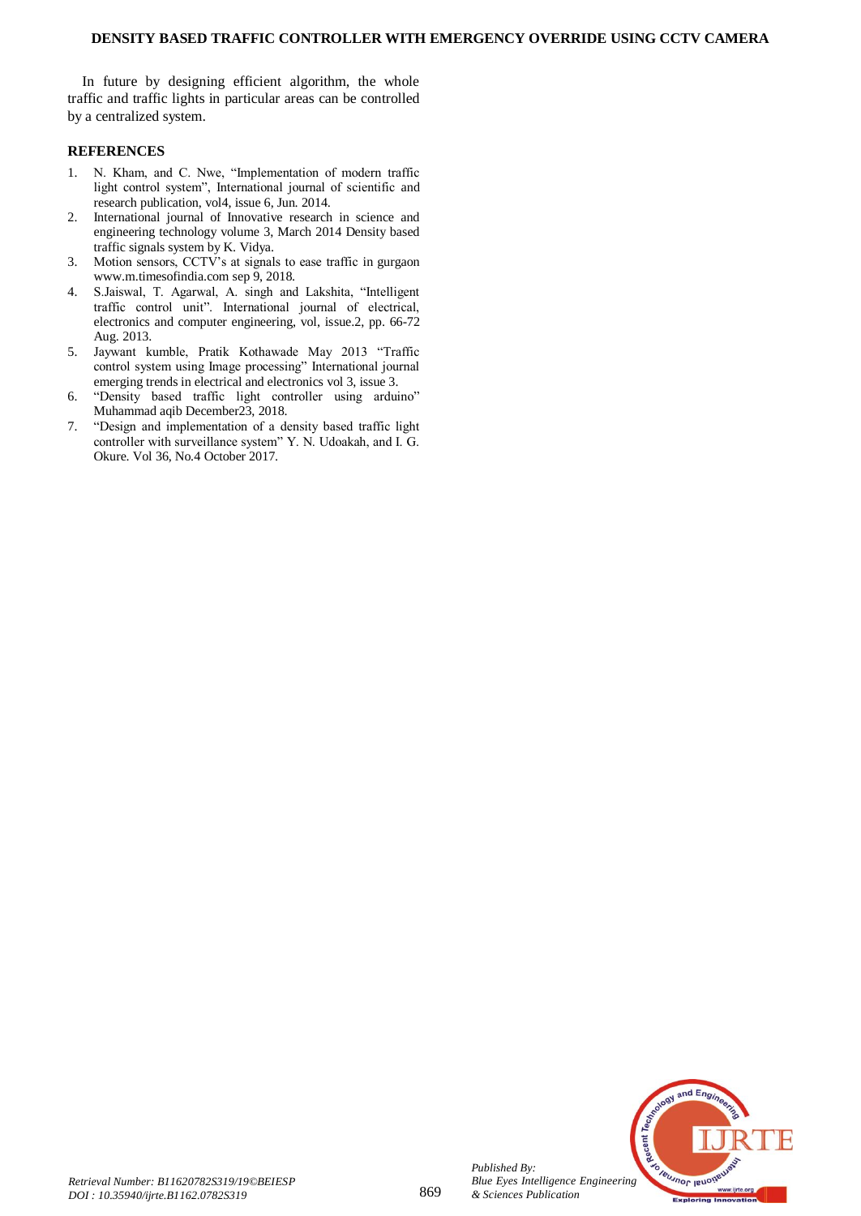In future by designing efficient algorithm, the whole traffic and traffic lights in particular areas can be controlled by a centralized system.

## REFERENCES

1. N. Kham, and C. Nwe, “Implementation of modern traffic light control system”, International journal of scientific and research publication, vol4, issue 6, Jun. 2014.
2. International journal of Innovative research in science and engineering technology volume 3, March 2014 Density based traffic signals system by K. Vidya.
3. Motion sensors, CCTV’s at signals to ease traffic in gurgaon www.m.timesofindia.com sep 9, 2018.
4. S.Jaiswal, T. Agarwal, A. singh and Lakshita, “Intelligent traffic control unit”. International journal of electrical, electronics and computer engineering, vol, issue.2, pp. 66-72 Aug. 2013.
5. Jaywant kumble, Pratik Kothawade May 2013 “Traffic control system using Image processing” International journal emerging trends in electrical and electronics vol 3, issue 3.
6. “Density based traffic light controller using arduino” Muhammad aqib December23, 2018.
7. “Design and implementation of a density based traffic light controller with surveillance system” Y. N. Udoakah, and I. G. Okure. Vol 36, No.4 October 2017.